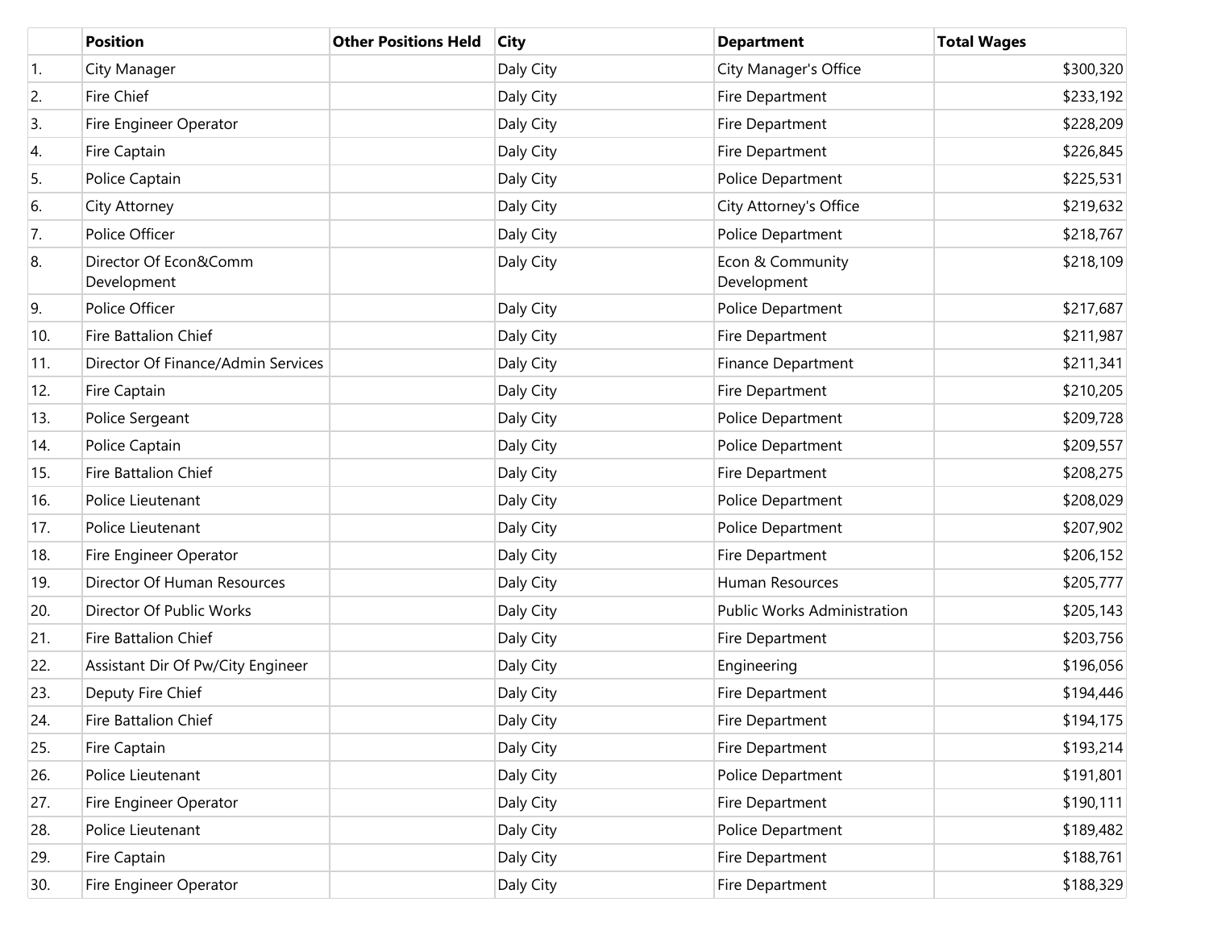| | Position | Other Positions Held | City | Department | Total Wages |
|---|---|---|---|---|---|
| 1. | City Manager | | Daly City | City Manager's Office | $300,320 |
| 2. | Fire Chief | | Daly City | Fire Department | $233,192 |
| 3. | Fire Engineer Operator | | Daly City | Fire Department | $228,209 |
| 4. | Fire Captain | | Daly City | Fire Department | $226,845 |
| 5. | Police Captain | | Daly City | Police Department | $225,531 |
| 6. | City Attorney | | Daly City | City Attorney's Office | $219,632 |
| 7. | Police Officer | | Daly City | Police Department | $218,767 |
| 8. | Director Of Econ&Comm Development | | Daly City | Econ & Community Development | $218,109 |
| 9. | Police Officer | | Daly City | Police Department | $217,687 |
| 10. | Fire Battalion Chief | | Daly City | Fire Department | $211,987 |
| 11. | Director Of Finance/Admin Services | | Daly City | Finance Department | $211,341 |
| 12. | Fire Captain | | Daly City | Fire Department | $210,205 |
| 13. | Police Sergeant | | Daly City | Police Department | $209,728 |
| 14. | Police Captain | | Daly City | Police Department | $209,557 |
| 15. | Fire Battalion Chief | | Daly City | Fire Department | $208,275 |
| 16. | Police Lieutenant | | Daly City | Police Department | $208,029 |
| 17. | Police Lieutenant | | Daly City | Police Department | $207,902 |
| 18. | Fire Engineer Operator | | Daly City | Fire Department | $206,152 |
| 19. | Director Of Human Resources | | Daly City | Human Resources | $205,777 |
| 20. | Director Of Public Works | | Daly City | Public Works Administration | $205,143 |
| 21. | Fire Battalion Chief | | Daly City | Fire Department | $203,756 |
| 22. | Assistant Dir Of Pw/City Engineer | | Daly City | Engineering | $196,056 |
| 23. | Deputy Fire Chief | | Daly City | Fire Department | $194,446 |
| 24. | Fire Battalion Chief | | Daly City | Fire Department | $194,175 |
| 25. | Fire Captain | | Daly City | Fire Department | $193,214 |
| 26. | Police Lieutenant | | Daly City | Police Department | $191,801 |
| 27. | Fire Engineer Operator | | Daly City | Fire Department | $190,111 |
| 28. | Police Lieutenant | | Daly City | Police Department | $189,482 |
| 29. | Fire Captain | | Daly City | Fire Department | $188,761 |
| 30. | Fire Engineer Operator | | Daly City | Fire Department | $188,329 |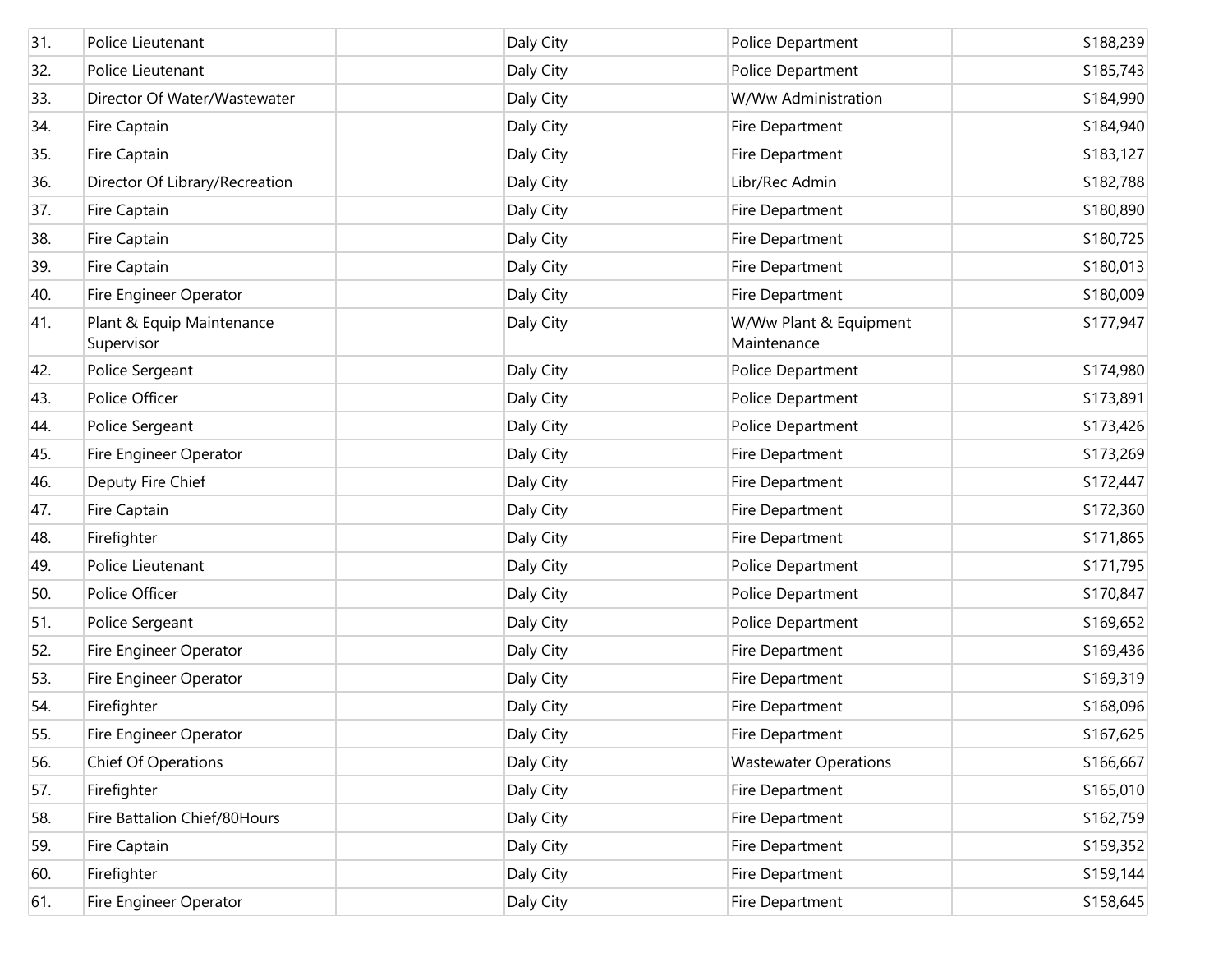| | | | | | |
|---|---|---|---|---|---|
| 31. | Police Lieutenant | | Daly City | Police Department | $188,239 |
| 32. | Police Lieutenant | | Daly City | Police Department | $185,743 |
| 33. | Director Of Water/Wastewater | | Daly City | W/Ww Administration | $184,990 |
| 34. | Fire Captain | | Daly City | Fire Department | $184,940 |
| 35. | Fire Captain | | Daly City | Fire Department | $183,127 |
| 36. | Director Of Library/Recreation | | Daly City | Libr/Rec Admin | $182,788 |
| 37. | Fire Captain | | Daly City | Fire Department | $180,890 |
| 38. | Fire Captain | | Daly City | Fire Department | $180,725 |
| 39. | Fire Captain | | Daly City | Fire Department | $180,013 |
| 40. | Fire Engineer Operator | | Daly City | Fire Department | $180,009 |
| 41. | Plant & Equip Maintenance Supervisor | | Daly City | W/Ww Plant & Equipment Maintenance | $177,947 |
| 42. | Police Sergeant | | Daly City | Police Department | $174,980 |
| 43. | Police Officer | | Daly City | Police Department | $173,891 |
| 44. | Police Sergeant | | Daly City | Police Department | $173,426 |
| 45. | Fire Engineer Operator | | Daly City | Fire Department | $173,269 |
| 46. | Deputy Fire Chief | | Daly City | Fire Department | $172,447 |
| 47. | Fire Captain | | Daly City | Fire Department | $172,360 |
| 48. | Firefighter | | Daly City | Fire Department | $171,865 |
| 49. | Police Lieutenant | | Daly City | Police Department | $171,795 |
| 50. | Police Officer | | Daly City | Police Department | $170,847 |
| 51. | Police Sergeant | | Daly City | Police Department | $169,652 |
| 52. | Fire Engineer Operator | | Daly City | Fire Department | $169,436 |
| 53. | Fire Engineer Operator | | Daly City | Fire Department | $169,319 |
| 54. | Firefighter | | Daly City | Fire Department | $168,096 |
| 55. | Fire Engineer Operator | | Daly City | Fire Department | $167,625 |
| 56. | Chief Of Operations | | Daly City | Wastewater Operations | $166,667 |
| 57. | Firefighter | | Daly City | Fire Department | $165,010 |
| 58. | Fire Battalion Chief/80Hours | | Daly City | Fire Department | $162,759 |
| 59. | Fire Captain | | Daly City | Fire Department | $159,352 |
| 60. | Firefighter | | Daly City | Fire Department | $159,144 |
| 61. | Fire Engineer Operator | | Daly City | Fire Department | $158,645 |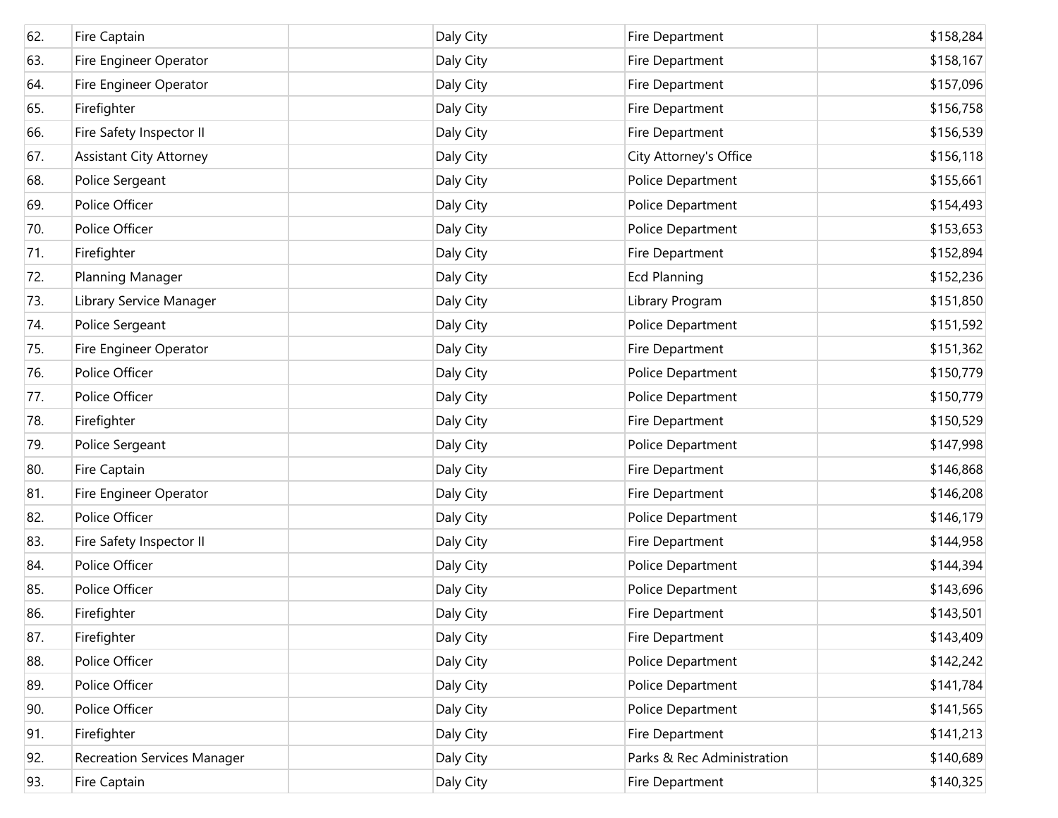| | | | | | |
|---|---|---|---|---|---|
| 62. | Fire Captain | | Daly City | Fire Department | $158,284 |
| 63. | Fire Engineer Operator | | Daly City | Fire Department | $158,167 |
| 64. | Fire Engineer Operator | | Daly City | Fire Department | $157,096 |
| 65. | Firefighter | | Daly City | Fire Department | $156,758 |
| 66. | Fire Safety Inspector II | | Daly City | Fire Department | $156,539 |
| 67. | Assistant City Attorney | | Daly City | City Attorney's Office | $156,118 |
| 68. | Police Sergeant | | Daly City | Police Department | $155,661 |
| 69. | Police Officer | | Daly City | Police Department | $154,493 |
| 70. | Police Officer | | Daly City | Police Department | $153,653 |
| 71. | Firefighter | | Daly City | Fire Department | $152,894 |
| 72. | Planning Manager | | Daly City | Ecd Planning | $152,236 |
| 73. | Library Service Manager | | Daly City | Library Program | $151,850 |
| 74. | Police Sergeant | | Daly City | Police Department | $151,592 |
| 75. | Fire Engineer Operator | | Daly City | Fire Department | $151,362 |
| 76. | Police Officer | | Daly City | Police Department | $150,779 |
| 77. | Police Officer | | Daly City | Police Department | $150,779 |
| 78. | Firefighter | | Daly City | Fire Department | $150,529 |
| 79. | Police Sergeant | | Daly City | Police Department | $147,998 |
| 80. | Fire Captain | | Daly City | Fire Department | $146,868 |
| 81. | Fire Engineer Operator | | Daly City | Fire Department | $146,208 |
| 82. | Police Officer | | Daly City | Police Department | $146,179 |
| 83. | Fire Safety Inspector II | | Daly City | Fire Department | $144,958 |
| 84. | Police Officer | | Daly City | Police Department | $144,394 |
| 85. | Police Officer | | Daly City | Police Department | $143,696 |
| 86. | Firefighter | | Daly City | Fire Department | $143,501 |
| 87. | Firefighter | | Daly City | Fire Department | $143,409 |
| 88. | Police Officer | | Daly City | Police Department | $142,242 |
| 89. | Police Officer | | Daly City | Police Department | $141,784 |
| 90. | Police Officer | | Daly City | Police Department | $141,565 |
| 91. | Firefighter | | Daly City | Fire Department | $141,213 |
| 92. | Recreation Services Manager | | Daly City | Parks & Rec Administration | $140,689 |
| 93. | Fire Captain | | Daly City | Fire Department | $140,325 |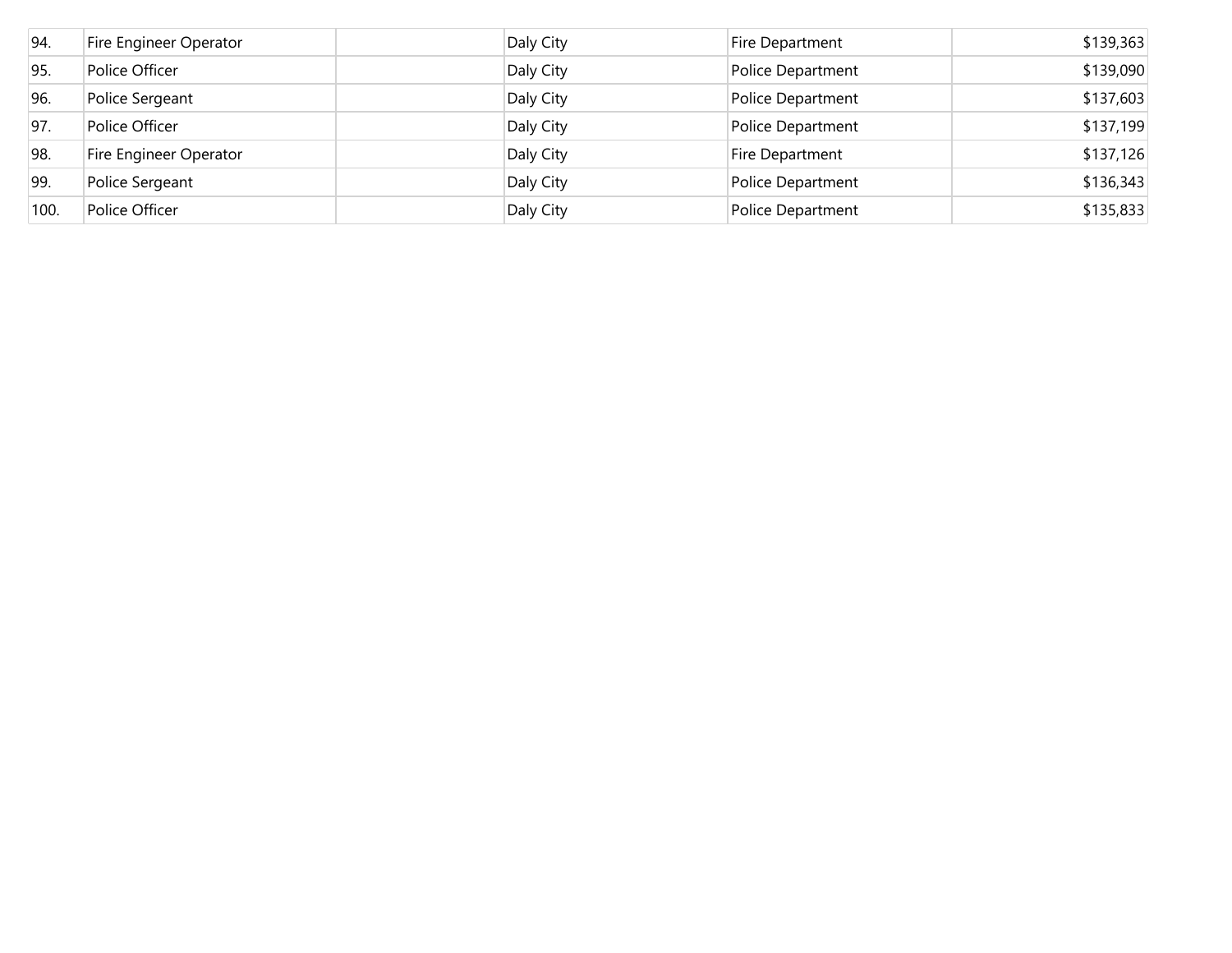| | | | | | |
|---|---|---|---|---|---|
| 94. | Fire Engineer Operator | | Daly City | Fire Department | $139,363 |
| 95. | Police Officer | | Daly City | Police Department | $139,090 |
| 96. | Police Sergeant | | Daly City | Police Department | $137,603 |
| 97. | Police Officer | | Daly City | Police Department | $137,199 |
| 98. | Fire Engineer Operator | | Daly City | Fire Department | $137,126 |
| 99. | Police Sergeant | | Daly City | Police Department | $136,343 |
| 100. | Police Officer | | Daly City | Police Department | $135,833 |